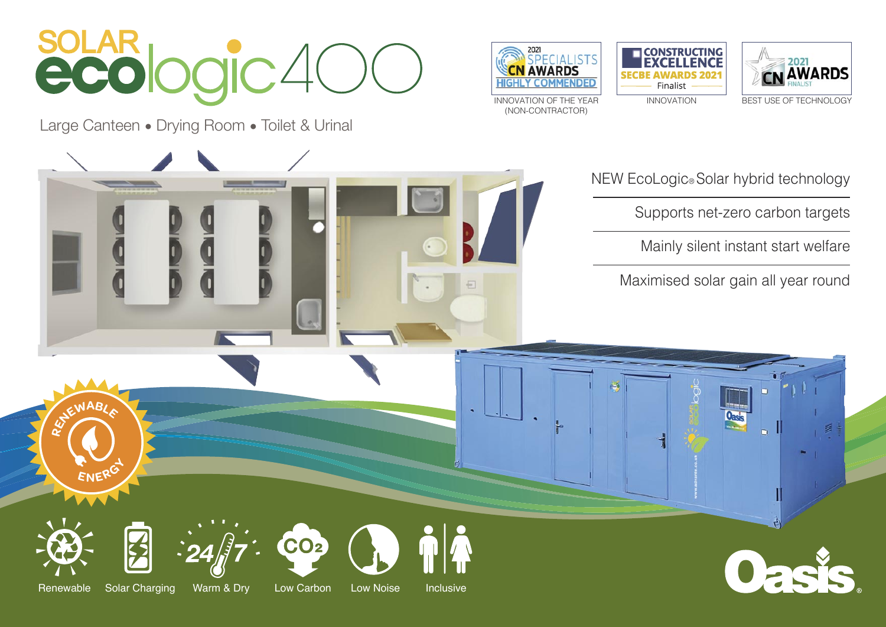# SOLAR ecologic400

Large Canteen • Drying Room • Toilet & Urinal

2021 SPECIALISTS CN AWARDS HIGHLY COMMENDED
INNOVATION OF THE YEAR (NON-CONTRACTOR)

CONSTRUCTING EXCELLENCE SECBE AWARDS 2021 Finalist
INNOVATION

2021 CN AWARDS FINALIST
BEST USE OF TECHNOLOGY

NEW EcoLogic® Solar hybrid technology

Supports net-zero carbon targets

Mainly silent instant start welfare

Maximised solar gain all year round

RENEWABLE ENERGY

Renewable

Solar Charging

Warm & Dry

Low Carbon

Low Noise

Inclusive

Oasis®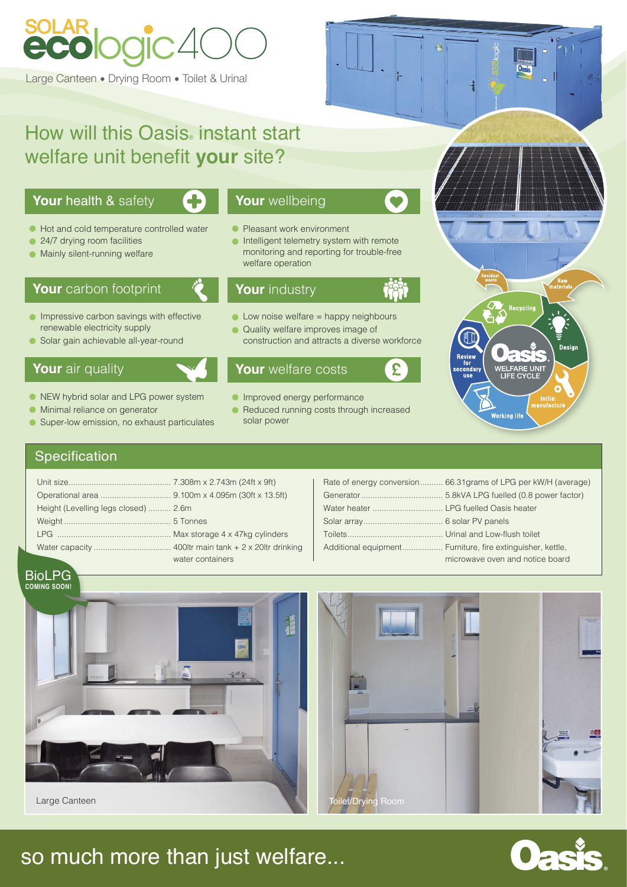# SOLAR ecologic400

Large Canteen • Drying Room • Toilet & Urinal

## How will this Oasis® instant start welfare unit benefit **your** site?

### **Your** health & safety

- Hot and cold temperature controlled water
- 24/7 drying room facilities
- Mainly silent-running welfare

### **Your** wellbeing

- Pleasant work environment
- Intelligent telemetry system with remote monitoring and reporting for trouble-free welfare operation

### **Your** carbon footprint

- Impressive carbon savings with effective renewable electricity supply
- Solar gain achievable all-year-round

### **Your** industry

- Low noise welfare = happy neighbours
- Quality welfare improves image of construction and attracts a diverse workforce

### **Your** air quality

- NEW hybrid solar and LPG power system
- Minimal reliance on generator
- Super-low emission, no exhaust particulates

### **Your** welfare costs

- Improved energy performance
- Reduced running costs through increased solar power

Oasis WELFARE UNIT LIFE CYCLE: Raw materials, Design, Initial manufacture, Working life, Review for secondary use, Recycling, Residual waste

## Specification

| | |
|---|---|
| Unit size | 7.308m x 2.743m (24ft x 9ft) |
| Operational area | 9.100m x 4.095m (30ft x 13.5ft) |
| Height (Levelling legs closed) | 2.6m |
| Weight | 5 Tonnes |
| LPG | Max storage 4 x 47kg cylinders |
| Water capacity | 400ltr main tank + 2 x 20ltr drinking water containers |
| Rate of energy conversion | 66.31grams of LPG per kW/H (average) |
| Generator | 5.8kVA LPG fuelled (0.8 power factor) |
| Water heater | LPG fuelled Oasis heater |
| Solar array | 6 solar PV panels |
| Toilets | Urinal and Low-flush toilet |
| Additional equipment | Furniture, fire extinguisher, kettle, microwave oven and notice board |

BioLPG COMING SOON!

Large Canteen

Toilet/Drying Room

so much more than just welfare...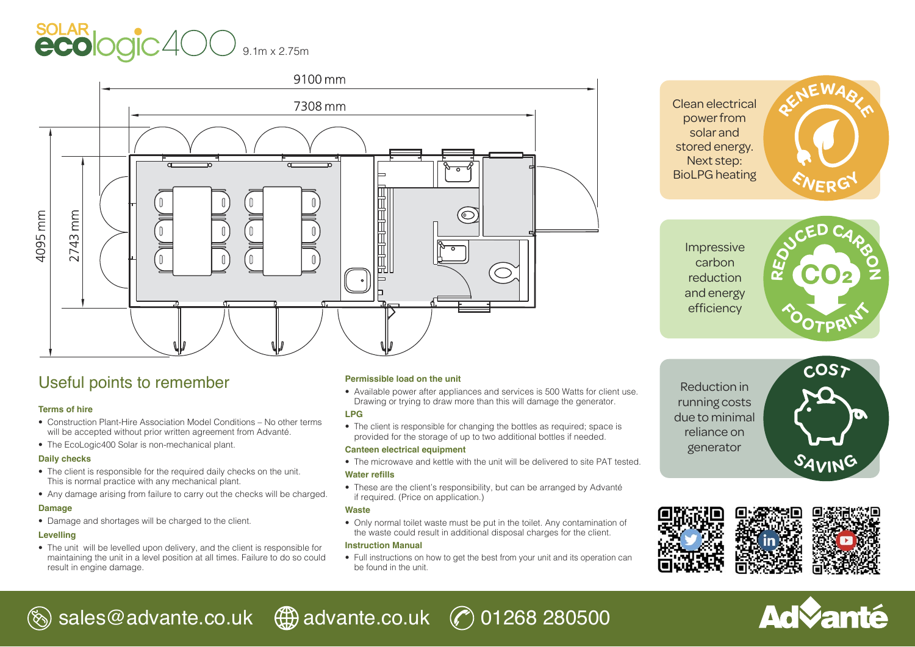# SOLAR ecologic400 9.1m x 2.75m

9100 mm

7308 mm

4095 mm

2743 mm

Clean electrical power from solar and stored energy. Next step: BioLPG heating

RENEWABLE ENERGY

Impressive carbon reduction and energy efficiency

REDUCED CARBON $CO_2$ FOOTPRINT

Reduction in running costs due to minimal reliance on generator

COST SAVING

## Useful points to remember

### Terms of hire

- Construction Plant-Hire Association Model Conditions – No other terms will be accepted without prior written agreement from Advanté.
- The EcoLogic400 Solar is non-mechanical plant.

### Daily checks

- The client is responsible for the required daily checks on the unit. This is normal practice with any mechanical plant.
- Any damage arising from failure to carry out the checks will be charged.

### Damage

- Damage and shortages will be charged to the client.

### Levelling

- The unit will be levelled upon delivery, and the client is responsible for maintaining the unit in a level position at all times. Failure to do so could result in engine damage.

### Permissible load on the unit

- Available power after appliances and services is 500 Watts for client use. Drawing or trying to draw more than this will damage the generator.

### LPG

- The client is responsible for changing the bottles as required; space is provided for the storage of up to two additional bottles if needed.

### Canteen electrical equipment

- The microwave and kettle with the unit will be delivered to site PAT tested.

### Water refills

- These are the client's responsibility, but can be arranged by Advanté if required. (Price on application.)

### Waste

- Only normal toilet waste must be put in the toilet. Any contamination of the waste could result in additional disposal charges for the client.

### Instruction Manual

- Full instructions on how to get the best from your unit and its operation can be found in the unit.

sales@advante.co.uk advante.co.uk 01268 280500

Advanté